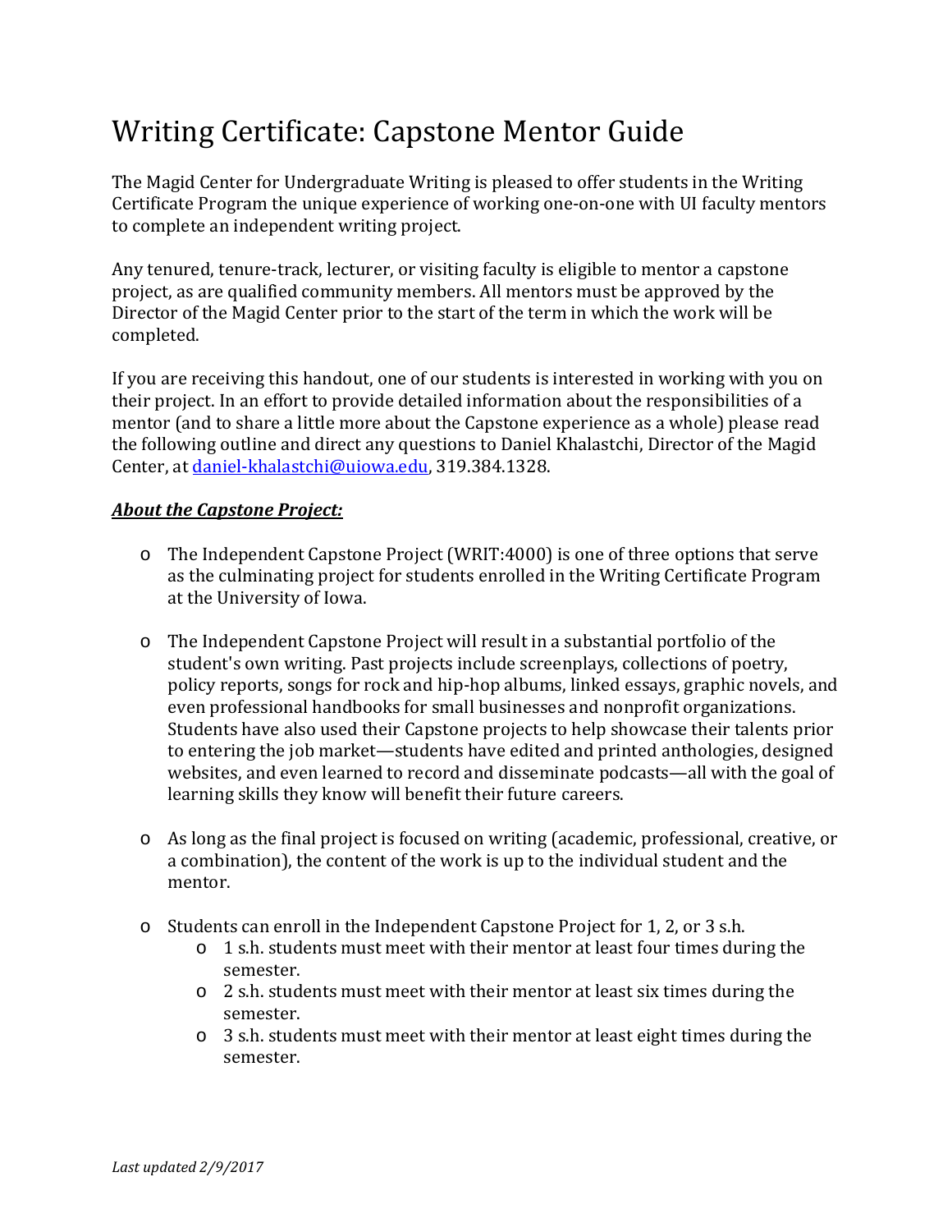# Writing Certificate: Capstone Mentor Guide

The Magid Center for Undergraduate Writing is pleased to offer students in the Writing Certificate Program the unique experience of working one-on-one with UI faculty mentors to complete an independent writing project.

Any tenured, tenure-track, lecturer, or visiting faculty is eligible to mentor a capstone project, as are qualified community members. All mentors must be approved by the Director of the Magid Center prior to the start of the term in which the work will be completed.

If you are receiving this handout, one of our students is interested in working with you on their project. In an effort to provide detailed information about the responsibilities of a mentor (and to share a little more about the Capstone experience as a whole) please read the following outline and direct any questions to Daniel Khalastchi, Director of the Magid Center, at [daniel-khalastchi@uiowa.edu](mailto:daniel-khalastchi@uiowa.edu), 319.384.1328.

***About the Capstone Project:***

- The Independent Capstone Project (WRIT:4000) is one of three options that serve as the culminating project for students enrolled in the Writing Certificate Program at the University of Iowa.
- The Independent Capstone Project will result in a substantial portfolio of the student's own writing. Past projects include screenplays, collections of poetry, policy reports, songs for rock and hip-hop albums, linked essays, graphic novels, and even professional handbooks for small businesses and nonprofit organizations. Students have also used their Capstone projects to help showcase their talents prior to entering the job market—students have edited and printed anthologies, designed websites, and even learned to record and disseminate podcasts—all with the goal of learning skills they know will benefit their future careers.
- As long as the final project is focused on writing (academic, professional, creative, or a combination), the content of the work is up to the individual student and the mentor.
- Students can enroll in the Independent Capstone Project for 1, 2, or 3 s.h.
  - 1 s.h. students must meet with their mentor at least four times during the semester.
  - 2 s.h. students must meet with their mentor at least six times during the semester.
  - 3 s.h. students must meet with their mentor at least eight times during the semester.

*Last updated 2/9/2017*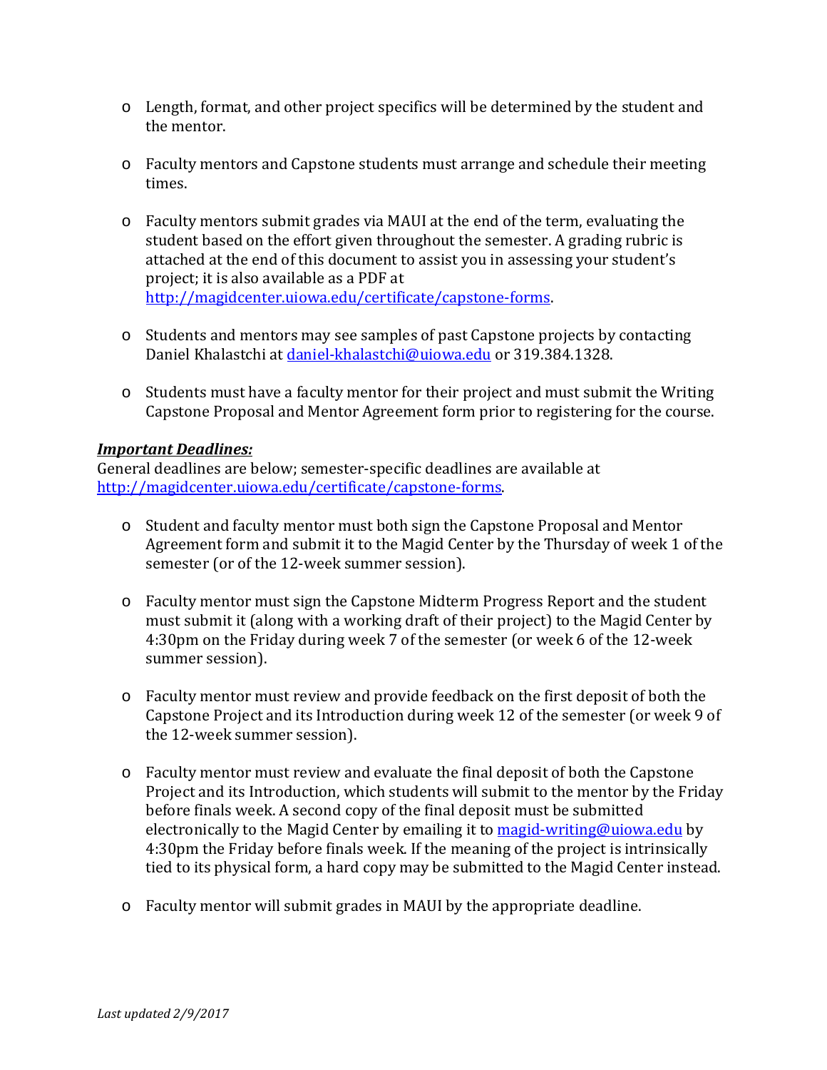- Length, format, and other project specifics will be determined by the student and the mentor.

- Faculty mentors and Capstone students must arrange and schedule their meeting times.

- Faculty mentors submit grades via MAUI at the end of the term, evaluating the student based on the effort given throughout the semester. A grading rubric is attached at the end of this document to assist you in assessing your student's project; it is also available as a PDF at http://magidcenter.uiowa.edu/certificate/capstone-forms.

- Students and mentors may see samples of past Capstone projects by contacting Daniel Khalastchi at daniel-khalastchi@uiowa.edu or 319.384.1328.

- Students must have a faculty mentor for their project and must submit the Writing Capstone Proposal and Mentor Agreement form prior to registering for the course.

***Important Deadlines:***

General deadlines are below; semester-specific deadlines are available at http://magidcenter.uiowa.edu/certificate/capstone-forms.

- Student and faculty mentor must both sign the Capstone Proposal and Mentor Agreement form and submit it to the Magid Center by the Thursday of week 1 of the semester (or of the 12-week summer session).

- Faculty mentor must sign the Capstone Midterm Progress Report and the student must submit it (along with a working draft of their project) to the Magid Center by 4:30pm on the Friday during week 7 of the semester (or week 6 of the 12-week summer session).

- Faculty mentor must review and provide feedback on the first deposit of both the Capstone Project and its Introduction during week 12 of the semester (or week 9 of the 12-week summer session).

- Faculty mentor must review and evaluate the final deposit of both the Capstone Project and its Introduction, which students will submit to the mentor by the Friday before finals week. A second copy of the final deposit must be submitted electronically to the Magid Center by emailing it to magid-writing@uiowa.edu by 4:30pm the Friday before finals week. If the meaning of the project is intrinsically tied to its physical form, a hard copy may be submitted to the Magid Center instead.

- Faculty mentor will submit grades in MAUI by the appropriate deadline.

*Last updated 2/9/2017*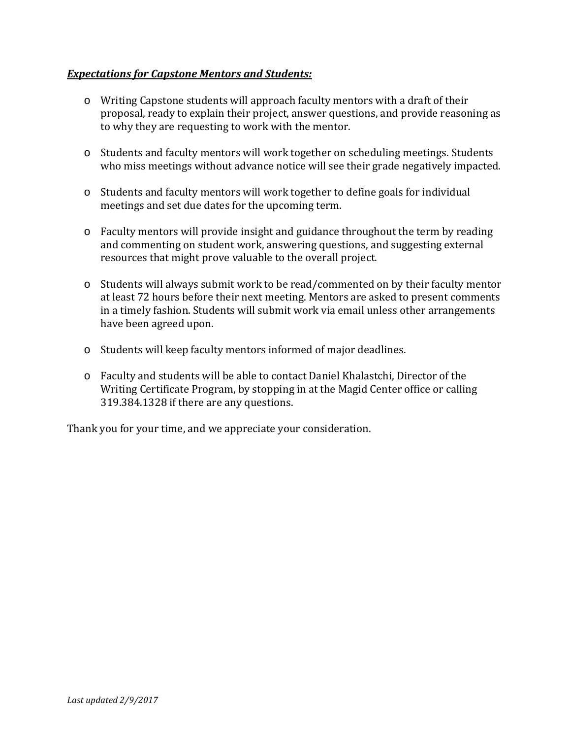***Expectations for Capstone Mentors and Students:***

- Writing Capstone students will approach faculty mentors with a draft of their proposal, ready to explain their project, answer questions, and provide reasoning as to why they are requesting to work with the mentor.

- Students and faculty mentors will work together on scheduling meetings. Students who miss meetings without advance notice will see their grade negatively impacted.

- Students and faculty mentors will work together to define goals for individual meetings and set due dates for the upcoming term.

- Faculty mentors will provide insight and guidance throughout the term by reading and commenting on student work, answering questions, and suggesting external resources that might prove valuable to the overall project.

- Students will always submit work to be read/commented on by their faculty mentor at least 72 hours before their next meeting. Mentors are asked to present comments in a timely fashion. Students will submit work via email unless other arrangements have been agreed upon.

- Students will keep faculty mentors informed of major deadlines.

- Faculty and students will be able to contact Daniel Khalastchi, Director of the Writing Certificate Program, by stopping in at the Magid Center office or calling 319.384.1328 if there are any questions.

Thank you for your time, and we appreciate your consideration.

*Last updated 2/9/2017*